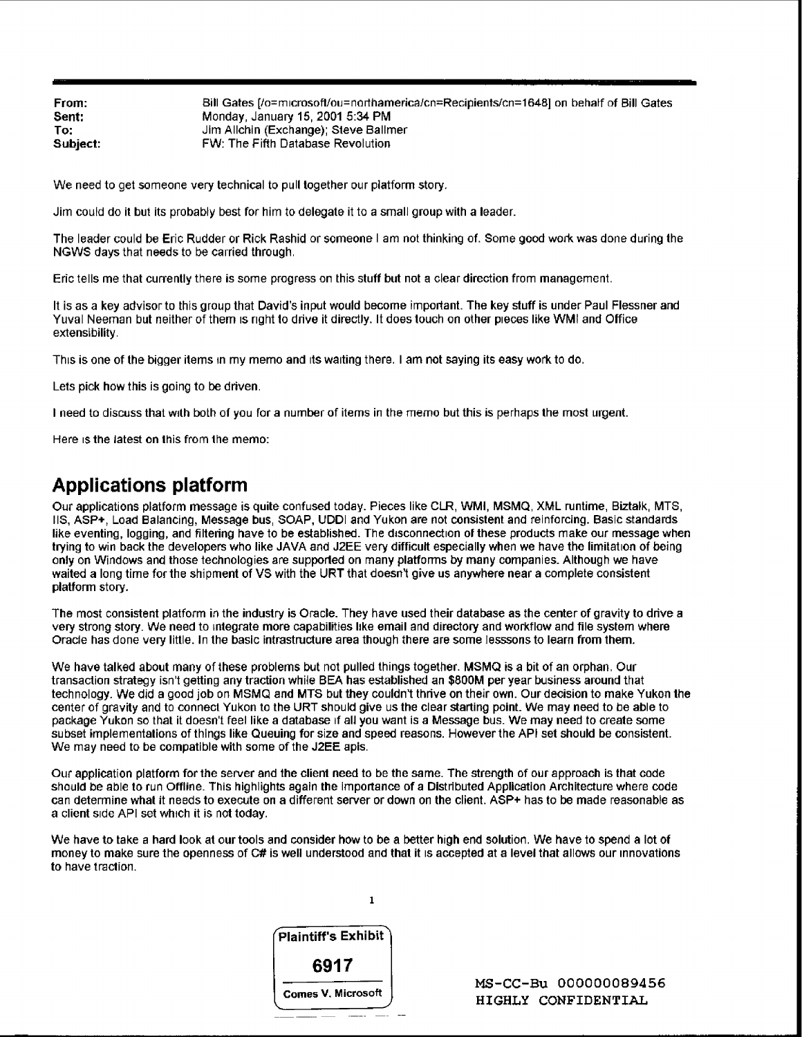**From:** Bill Gates [/o=microsoft/ou=northamerica/cn=Recipients/cn=1648] on behalf of Bill Gates
**Sent:** Monday, January 15, 2001 5:34 PM
**To:** Jim Allchin (Exchange); Steve Ballmer
**Subject:** FW: The Fifth Database Revolution

We need to get someone very technical to pull together our platform story.

Jim could do it but its probably best for him to delegate it to a small group with a leader.

The leader could be Eric Rudder or Rick Rashid or someone I am not thinking of. Some good work was done during the NGWS days that needs to be carried through.

Eric tells me that currently there is some progress on this stuff but not a clear direction from management.

It is as a key advisor to this group that David's input would become important. The key stuff is under Paul Flessner and Yuval Neeman but neither of them is right to drive it directly. It does touch on other pieces like WMI and Office extensibility.

This is one of the bigger items in my memo and its waiting there. I am not saying its easy work to do.

Lets pick how this is going to be driven.

I need to discuss that with both of you for a number of items in the memo but this is perhaps the most urgent.

Here is the latest on this from the memo:

## Applications platform

Our applications platform message is quite confused today. Pieces like CLR, WMI, MSMQ, XML runtime, Biztalk, MTS, IIS, ASP+, Load Balancing, Message bus, SOAP, UDDI and Yukon are not consistent and reinforcing. Basic standards like eventing, logging, and filtering have to be established. The disconnection of these products make our message when trying to win back the developers who like JAVA and J2EE very difficult especially when we have the limitation of being only on Windows and those technologies are supported on many platforms by many companies. Although we have waited a long time for the shipment of VS with the URT that doesn't give us anywhere near a complete consistent platform story.

The most consistent platform in the industry is Oracle. They have used their database as the center of gravity to drive a very strong story. We need to integrate more capabilities like email and directory and workflow and file system where Oracle has done very little. In the basic intrastructure area though there are some lesssons to learn from them.

We have talked about many of these problems but not pulled things together. MSMQ is a bit of an orphan. Our transaction strategy isn't getting any traction while BEA has established an $800M per year business around that technology. We did a good job on MSMQ and MTS but they couldn't thrive on their own. Our decision to make Yukon the center of gravity and to connect Yukon to the URT should give us the clear starting point. We may need to be able to package Yukon so that it doesn't feel like a database if all you want is a Message bus. We may need to create some subset implementations of things like Queuing for size and speed reasons. However the API set should be consistent. We may need to be compatible with some of the J2EE apis.

Our application platform for the server and the client need to be the same. The strength of our approach is that code should be able to run Offline. This highlights again the importance of a Distributed Application Architecture where code can determine what it needs to execute on a different server or down on the client. ASP+ has to be made reasonable as a client side API set which it is not today.

We have to take a hard look at our tools and consider how to be a better high end solution. We have to spend a lot of money to make sure the openness of C# is well understood and that it is accepted at a level that allows our innovations to have traction.

Plaintiff's Exhibit 6917 Comes V. Microsoft

MS-CC-Bu 000000089456
HIGHLY CONFIDENTIAL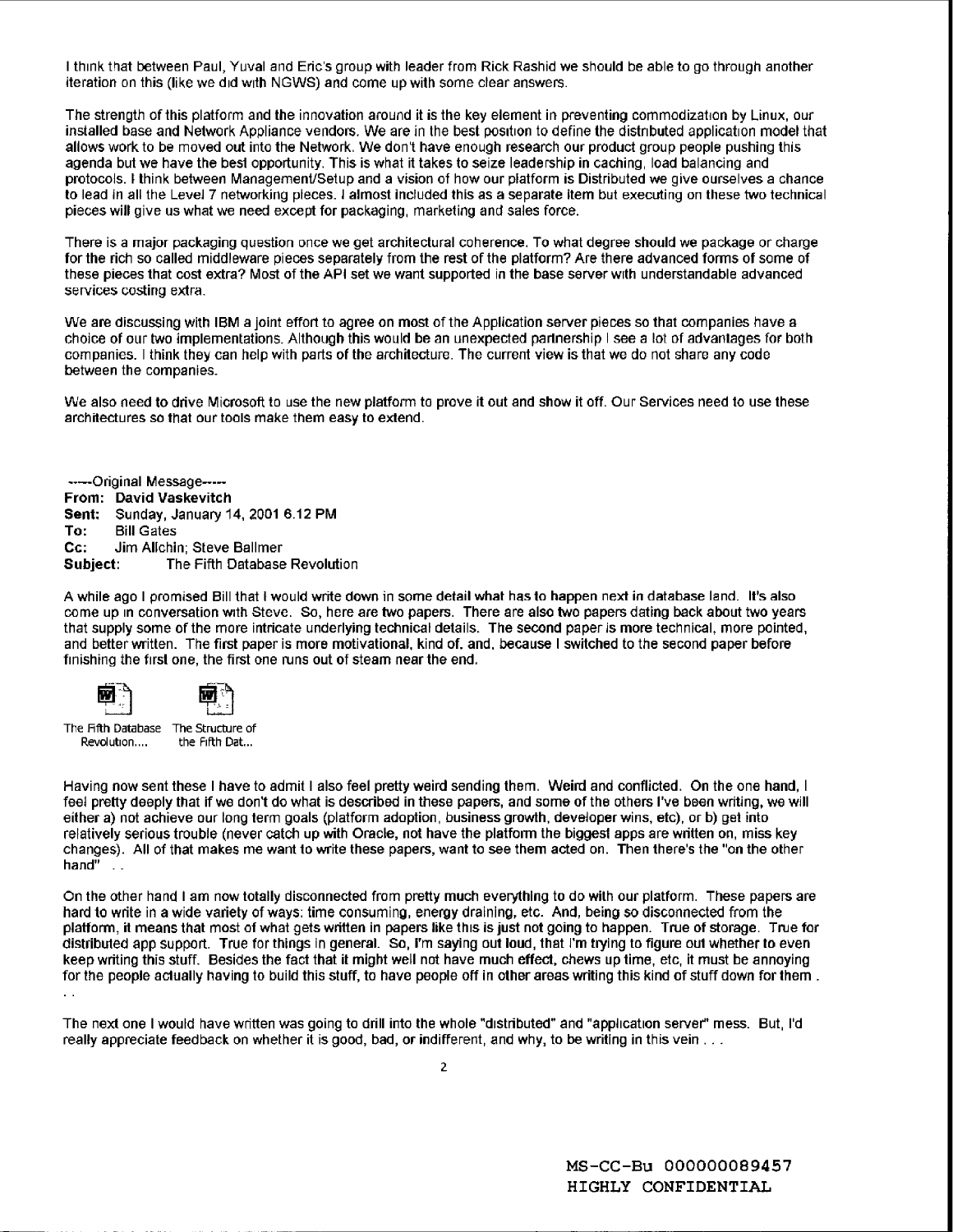I think that between Paul, Yuval and Eric's group with leader from Rick Rashid we should be able to go through another iteration on this (like we did with NGWS) and come up with some clear answers.

The strength of this platform and the innovation around it is the key element in preventing commodization by Linux, our installed base and Network Appliance vendors. We are in the best position to define the distributed application model that allows work to be moved out into the Network. We don't have enough research our product group people pushing this agenda but we have the best opportunity. This is what it takes to seize leadership in caching, load balancing and protocols. I think between Management/Setup and a vision of how our platform is Distributed we give ourselves a chance to lead in all the Level 7 networking pieces. I almost included this as a separate item but executing on these two technical pieces will give us what we need except for packaging, marketing and sales force.

There is a major packaging question once we get architectural coherence. To what degree should we package or charge for the rich so called middleware pieces separately from the rest of the platform? Are there advanced forms of some of these pieces that cost extra? Most of the API set we want supported in the base server with understandable advanced services costing extra.

We are discussing with IBM a joint effort to agree on most of the Application server pieces so that companies have a choice of our two implementations. Although this would be an unexpected partnership I see a lot of advantages for both companies. I think they can help with parts of the architecture. The current view is that we do not share any code between the companies.

We also need to drive Microsoft to use the new platform to prove it out and show it off. Our Services need to use these architectures so that our tools make them easy to extend.

-----Original Message-----
**From:** David Vaskevitch
**Sent:** Sunday, January 14, 2001 6.12 PM
**To:** Bill Gates
**Cc:** Jim Allchin; Steve Ballmer
**Subject:** The Fifth Database Revolution

A while ago I promised Bill that I would write down in some detail what has to happen next in database land. It's also come up in conversation with Steve. So, here are two papers. There are also two papers dating back about two years that supply some of the more intricate underlying technical details. The second paper is more technical, more pointed, and better written. The first paper is more motivational, kind of, and, because I switched to the second paper before finishing the first one, the first one runs out of steam near the end.

The Fifth Database Revolution....    The Structure of the Fifth Dat...

Having now sent these I have to admit I also feel pretty weird sending them. Weird and conflicted. On the one hand, I feel pretty deeply that if we don't do what is described in these papers, and some of the others I've been writing, we will either a) not achieve our long term goals (platform adoption, business growth, developer wins, etc), or b) get into relatively serious trouble (never catch up with Oracle, not have the platform the biggest apps are written on, miss key changes). All of that makes me want to write these papers, want to see them acted on. Then there's the "on the other hand" . .

On the other hand I am now totally disconnected from pretty much everything to do with our platform. These papers are hard to write in a wide variety of ways: time consuming, energy draining, etc. And, being so disconnected from the platform, it means that most of what gets written in papers like this is just not going to happen. True of storage. True for distributed app support. True for things in general. So, I'm saying out loud, that I'm trying to figure out whether to even keep writing this stuff. Besides the fact that it might well not have much effect, chews up time, etc, it must be annoying for the people actually having to build this stuff, to have people off in other areas writing this kind of stuff down for them . . .

The next one I would have written was going to drill into the whole "distributed" and "application server" mess. But, I'd really appreciate feedback on whether it is good, bad, or indifferent, and why, to be writing in this vein . . .

MS-CC-Bu 000000089457
HIGHLY CONFIDENTIAL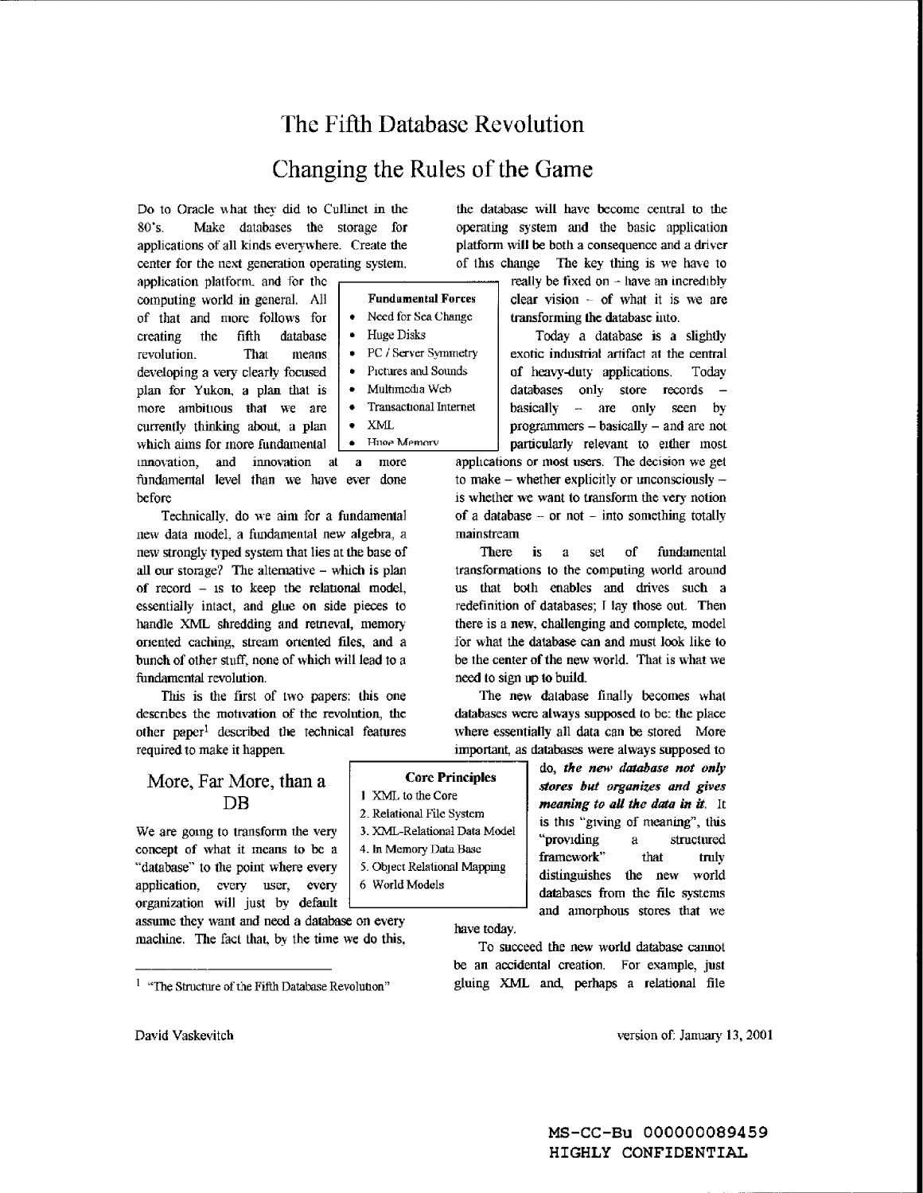# The Fifth Database Revolution

# Changing the Rules of the Game

Do to Oracle what they did to Cullinet in the 80's. Make databases the storage for applications of all kinds everywhere. Create the center for the next generation operating system, application platform, and for the computing world in general. All of that and more follows for creating the fifth database revolution. That means developing a very clearly focused plan for Yukon, a plan that is more ambitious that we are currently thinking about, a plan which aims for more fundamental innovation, and innovation at a more fundamental level than we have ever done before.

**Fundamental Forces**

- Need for Sea Change
- Huge Disks
- PC / Server Symmetry
- Pictures and Sounds
- Multimedia Web
- Transactional Internet
- XML
- Huge Memory

Technically, do we aim for a fundamental new data model, a fundamental new algebra, a new strongly typed system that lies at the base of all our storage? The alternative – which is plan of record – is to keep the relational model, essentially intact, and glue on side pieces to handle XML shredding and retrieval, memory oriented caching, stream oriented files, and a bunch of other stuff, none of which will lead to a fundamental revolution.

This is the first of two papers: this one describes the motivation of the revolution, the other paper[1] described the technical features required to make it happen.

## More, Far More, than a DB

We are going to transform the very concept of what it means to be a "database" to the point where every application, every user, every organization will just by default assume they want and need a database on every machine. The fact that, by the time we do this, the database will have become central to the operating system and the basic application platform will be both a consequence and a driver of this change. The key thing is we have to really be fixed on – have an incredibly clear vision – of what it is we are transforming the database into.

**Core Principles**

1. XML to the Core
2. Relational File System
3. XML-Relational Data Model
4. In Memory Data Base
5. Object Relational Mapping
6. World Models

Today a database is a slightly exotic industrial artifact at the central of heavy-duty applications. Today databases only store records – basically – are only seen by programmers – basically – and are not particularly relevant to either most applications or most users. The decision we get to make – whether explicitly or unconsciously – is whether we want to transform the very notion of a database – or not – into something totally mainstream.

There is a set of fundamental transformations to the computing world around us that both enables and drives such a redefinition of databases; I lay those out. Then there is a new, challenging and complete, model for what the database can and must look like to be the center of the new world. That is what we need to sign up to build.

The new database finally becomes what databases were always supposed to be: the place where essentially all data can be stored. More important, as databases were always supposed to do, ***the new database not only stores but organizes and gives meaning to all the data in it.*** It is this "giving of meaning", this "providing a structured framework" that truly distinguishes the new world databases from the file systems and amorphous stores that we have today.

To succeed the new world database cannot be an accidental creation. For example, just gluing XML and, perhaps a relational file

[1] "The Structure of the Fifth Database Revolution"

David Vaskevitch version of: January 13, 2001

MS-CC-Bu 000000089459
HIGHLY CONFIDENTIAL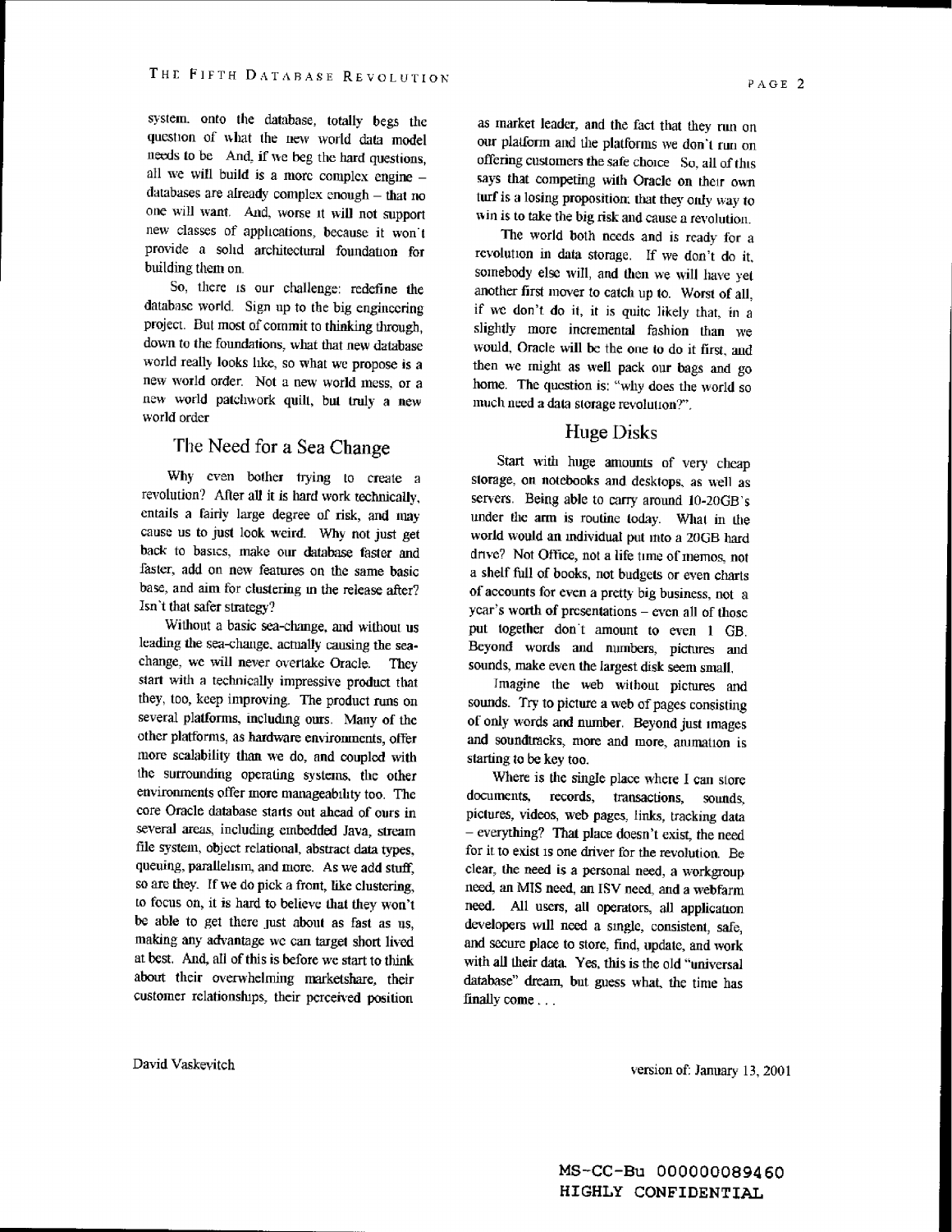system. onto the database, totally begs the question of what the new world data model needs to be And, if we beg the hard questions, all we will build is a more complex engine – databases are already complex enough – that no one will want. And, worse it will not support new classes of applications, because it won't provide a solid architectural foundation for building them on.

So, there is our challenge: redefine the database world. Sign up to the big engineering project. But most of commit to thinking through, down to the foundations, what that new database world really looks like, so what we propose is a new world order. Not a new world mess, or a new world patchwork quilt, but truly a new world order

## The Need for a Sea Change

Why even bother trying to create a revolution? After all it is hard work technically, entails a fairly large degree of risk, and may cause us to just look weird. Why not just get back to basics, make our database faster and faster, add on new features on the same basic base, and aim for clustering in the release after? Isn't that safer strategy?

Without a basic sea-change, and without us leading the sea-change, actually causing the sea-change, we will never overtake Oracle. They start with a technically impressive product that they, too, keep improving. The product runs on several platforms, including ours. Many of the other platforms, as hardware environments, offer more scalability than we do, and coupled with the surrounding operating systems, the other environments offer more manageability too. The core Oracle database starts out ahead of ours in several areas, including embedded Java, stream file system, object relational, abstract data types, queuing, parallelism, and more. As we add stuff, so are they. If we do pick a front, like clustering, to focus on, it is hard to believe that they won't be able to get there just about as fast as us, making any advantage we can target short lived at best. And, all of this is before we start to think about their overwhelming marketshare, their customer relationships, their perceived position as market leader, and the fact that they run on our platform and the platforms we don't run on offering customers the safe choice So, all of this says that competing with Oracle on their own turf is a losing proposition: that they only way to win is to take the big risk and cause a revolution.

The world both needs and is ready for a revolution in data storage. If we don't do it, somebody else will, and then we will have yet another first mover to catch up to. Worst of all, if we don't do it, it is quite likely that, in a slightly more incremental fashion than we would, Oracle will be the one to do it first, and then we might as well pack our bags and go home. The question is: "why does the world so much need a data storage revolution?".

## Huge Disks

Start with huge amounts of very cheap storage, on notebooks and desktops, as well as servers. Being able to carry around 10-20GB's under the arm is routine today. What in the world would an individual put into a 20GB hard drive? Not Office, not a life time of memos, not a shelf full of books, not budgets or even charts of accounts for even a pretty big business, not a year's worth of presentations – even all of those put together don't amount to even 1 GB. Beyond words and numbers, pictures and sounds, make even the largest disk seem small.

Imagine the web without pictures and sounds. Try to picture a web of pages consisting of only words and number. Beyond just images and soundtracks, more and more, animation is starting to be key too.

Where is the single place where I can store documents, records, transactions, sounds, pictures, videos, web pages, links, tracking data – everything? That place doesn't exist, the need for it to exist is one driver for the revolution. Be clear, the need is a personal need, a workgroup need, an MIS need, an ISV need, and a webfarm need. All users, all operators, all application developers will need a single, consistent, safe, and secure place to store, find, update, and work with all their data. Yes, this is the old "universal database" dream, but guess what, the time has finally come . . .

MS-CC-Bu 000000089460
HIGHLY CONFIDENTIAL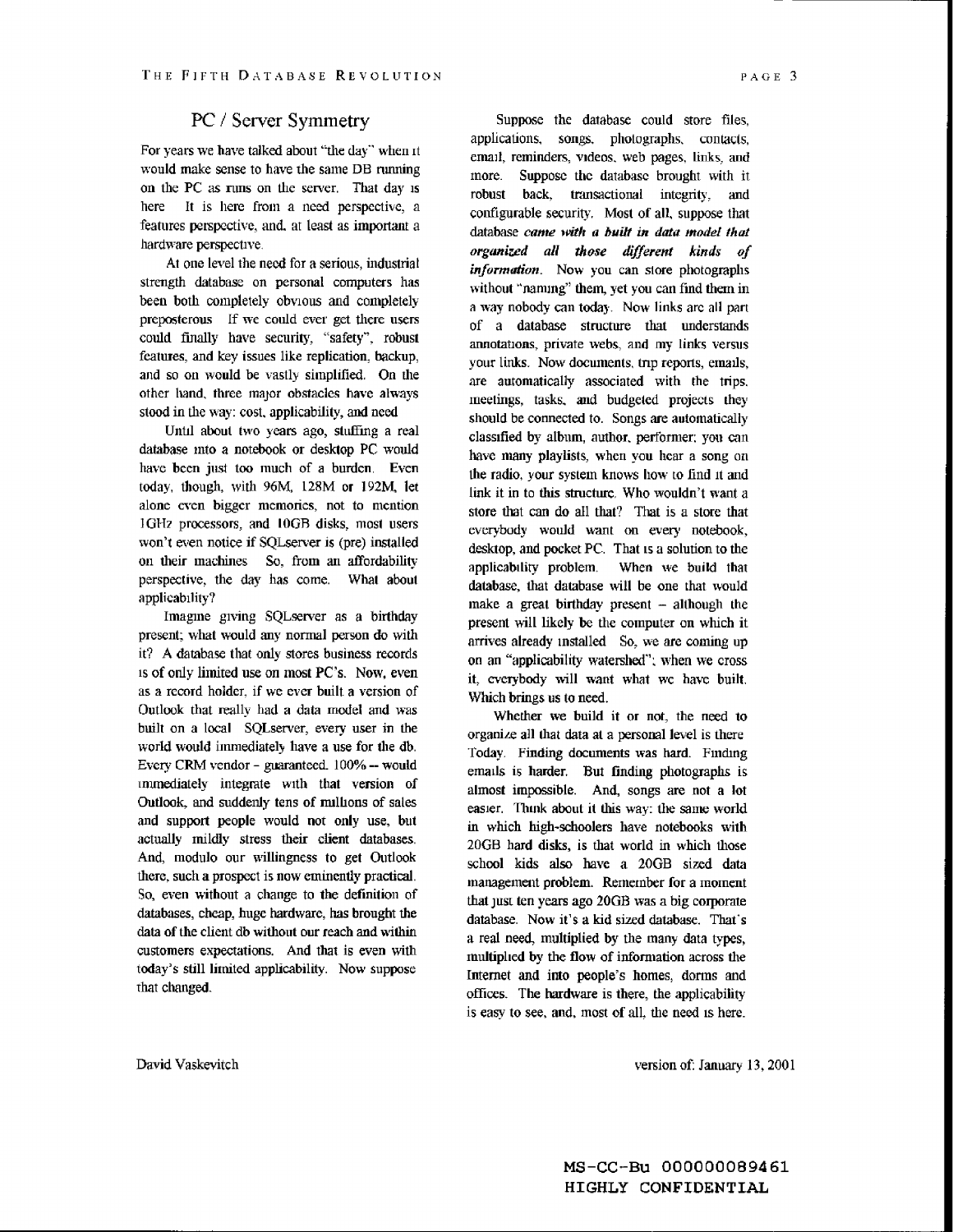## PC / Server Symmetry

For years we have talked about "the day" when it would make sense to have the same DB running on the PC as runs on the server. That day is here It is here from a need perspective, a features perspective, and, at least as important a hardware perspective.

At one level the need for a serious, industrial strength database on personal computers has been both completely obvious and completely preposterous If we could ever get there users could finally have security, "safety", robust features, and key issues like replication, backup, and so on would be vastly simplified. On the other hand, three major obstacles have always stood in the way: cost, applicability, and need

Until about two years ago, stuffing a real database into a notebook or desktop PC would have been just too much of a burden. Even today, though, with 96M, 128M or 192M, let alone even bigger memories, not to mention 1GHz processors, and 10GB disks, most users won't even notice if SQLserver is (pre) installed on their machines So, from an affordability perspective, the day has come. What about applicability?

Imagine giving SQLserver as a birthday present; what would any normal person do with it? A database that only stores business records is of only limited use on most PC's. Now, even as a record holder, if we ever built a version of Outlook that really had a data model and was built on a local SQLserver, every user in the world would immediately have a use for the db. Every CRM vendor - guaranteed. 100% -- would immediately integrate with that version of Outlook, and suddenly tens of millions of sales and support people would not only use, but actually mildly stress their client databases. And, modulo our willingness to get Outlook there, such a prospect is now eminently practical. So, even without a change to the definition of databases, cheap, huge hardware, has brought the data of the client db without our reach and within customers expectations. And that is even with today's still limited applicability. Now suppose that changed.

Suppose the database could store files, applications, songs, photographs, contacts, email, reminders, videos, web pages, links, and more. Suppose the database brought with it robust back, transactional integrity, and configurable security. Most of all, suppose that database ***came with a built in data model that organized all those different kinds of information***. Now you can store photographs without "naming" them, yet you can find them in a way nobody can today. Now links are all part of a database structure that understands annotations, private webs, and my links versus your links. Now documents, trip reports, emails, are automatically associated with the trips, meetings, tasks, and budgeted projects they should be connected to. Songs are automatically classified by album, author, performer; you can have many playlists, when you hear a song on the radio, your system knows how to find it and link it in to this structure. Who wouldn't want a store that can do all that? That is a store that everybody would want on every notebook, desktop, and pocket PC. That is a solution to the applicability problem. When we build that database, that database will be one that would make a great birthday present – although the present will likely be the computer on which it arrives already installed So, we are coming up on an "applicability watershed"; when we cross it, everybody will want what we have built. Which brings us to need.

Whether we build it or not, the need to organize all that data at a personal level is there Today. Finding documents was hard. Finding emails is harder. But finding photographs is almost impossible. And, songs are not a lot easier. Think about it this way: the same world in which high-schoolers have notebooks with 20GB hard disks, is that world in which those school kids also have a 20GB sized data management problem. Remember for a moment that just ten years ago 20GB was a big corporate database. Now it's a kid sized database. That's a real need, multiplied by the many data types, multiplied by the flow of information across the Internet and into people's homes, dorms and offices. The hardware is there, the applicability is easy to see, and, most of all, the need is here.

MS-CC-Bu 000000089461
HIGHLY CONFIDENTIAL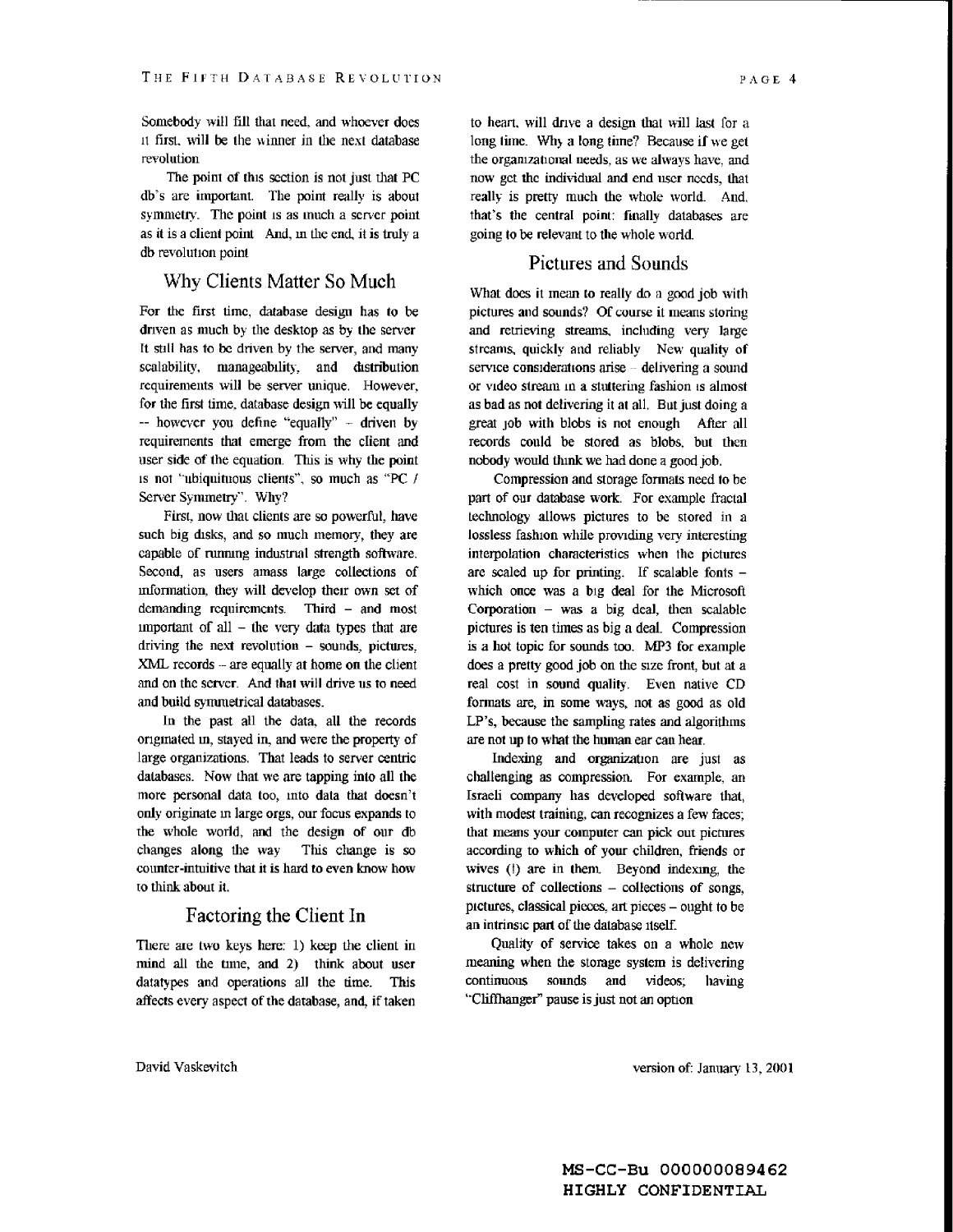Somebody will fill that need, and whoever does it first, will be the winner in the next database revolution

The point of this section is not just that PC db's are important. The point really is about symmetry. The point is as much a server point as it is a client point And, in the end, it is truly a db revolution point

## Why Clients Matter So Much

For the first time, database design has to be driven as much by the desktop as by the server It still has to be driven by the server, and many scalability, manageability, and distribution requirements will be server unique. However, for the first time, database design will be equally -- however you define "equally" -- driven by requirements that emerge from the client and user side of the equation. This is why the point is not "ubiquituous clients", so much as "PC / Server Symmetry". Why?

First, now that clients are so powerful, have such big disks, and so much memory, they are capable of running industrial strength software. Second, as users amass large collections of information, they will develop their own set of demanding requirements. Third – and most important of all – the very data types that are driving the next revolution – sounds, pictures, XML records – are equally at home on the client and on the server. And that will drive us to need and build symmetrical databases.

In the past all the data, all the records originated in, stayed in, and were the property of large organizations. That leads to server centric databases. Now that we are tapping into all the more personal data too, into data that doesn't only originate in large orgs, our focus expands to the whole world, and the design of our db changes along the way This change is so counter-intuitive that it is hard to even know how to think about it.

## Factoring the Client In

There are two keys here: 1) keep the client in mind all the time, and 2) think about user datatypes and operations all the time. This affects every aspect of the database, and, if taken to heart, will drive a design that will last for a long time. Why a long time? Because if we get the organizational needs, as we always have, and now get the individual and end user needs, that really is pretty much the whole world. And, that's the central point: finally databases are going to be relevant to the whole world.

## Pictures and Sounds

What does it mean to really do a good job with pictures and sounds? Of course it means storing and retrieving streams, including very large streams, quickly and reliably New quality of service considerations arise – delivering a sound or video stream in a stuttering fashion is almost as bad as not delivering it at all. But just doing a great job with blobs is not enough After all records could be stored as blobs, but then nobody would think we had done a good job.

Compression and storage formats need to be part of our database work. For example fractal technology allows pictures to be stored in a lossless fashion while providing very interesting interpolation characteristics when the pictures are scaled up for printing. If scalable fonts – which once was a big deal for the Microsoft Corporation – was a big deal, then scalable pictures is ten times as big a deal. Compression is a hot topic for sounds too. MP3 for example does a pretty good job on the size front, but at a real cost in sound quality. Even native CD formats are, in some ways, not as good as old LP's, because the sampling rates and algorithms are not up to what the human ear can hear.

Indexing and organization are just as challenging as compression. For example, an Israeli company has developed software that, with modest training, can recognizes a few faces; that means your computer can pick out pictures according to which of your children, friends or wives (!) are in them. Beyond indexing, the structure of collections – collections of songs, pictures, classical pieces, art pieces – ought to be an intrinsic part of the database itself.

Quality of service takes on a whole new meaning when the storage system is delivering continuous sounds and videos; having "Cliffhanger" pause is just not an option

MS-CC-Bu 000000089462
HIGHLY CONFIDENTIAL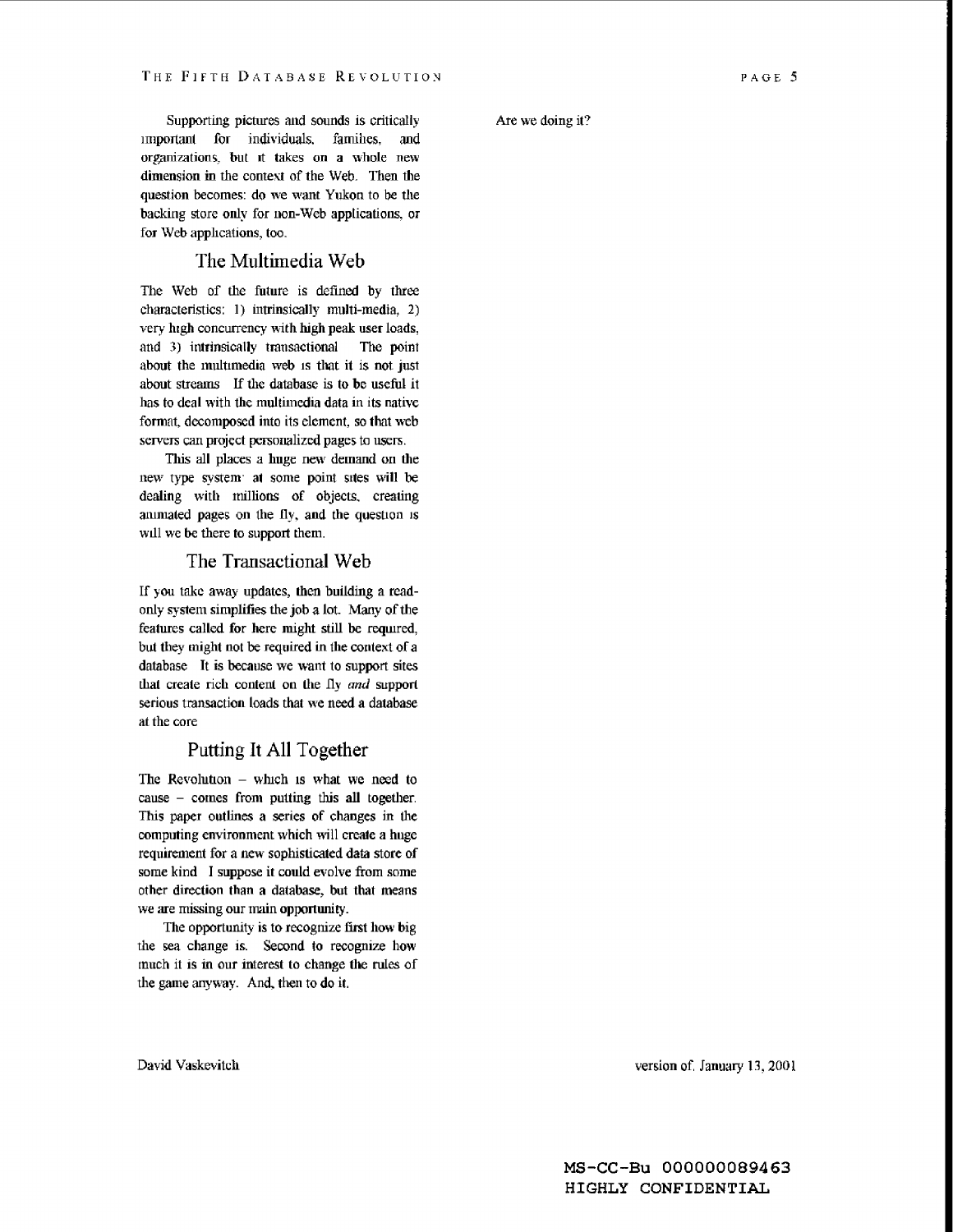Supporting pictures and sounds is critically important for individuals, families, and organizations, but it takes on a whole new dimension in the context of the Web. Then the question becomes: do we want Yukon to be the backing store only for non-Web applications, or for Web applications, too.

## The Multimedia Web

The Web of the future is defined by three characteristics: 1) intrinsically multi-media, 2) very high concurrency with high peak user loads, and 3) intrinsically transactional The point about the multimedia web is that it is not just about streams If the database is to be useful it has to deal with the multimedia data in its native format, decomposed into its element, so that web servers can project personalized pages to users.

This all places a huge new demand on the new type system: at some point sites will be dealing with millions of objects, creating animated pages on the fly, and the question is will we be there to support them.

## The Transactional Web

If you take away updates, then building a read-only system simplifies the job a lot. Many of the features called for here might still be required, but they might not be required in the context of a database It is because we want to support sites that create rich content on the fly *and* support serious transaction loads that we need a database at the core

## Putting It All Together

The Revolution – which is what we need to cause – comes from putting this all together. This paper outlines a series of changes in the computing environment which will create a huge requirement for a new sophisticated data store of some kind I suppose it could evolve from some other direction than a database, but that means we are missing our main opportunity.

The opportunity is to recognize first how big the sea change is. Second to recognize how much it is in our interest to change the rules of the game anyway. And, then to do it.

Are we doing it?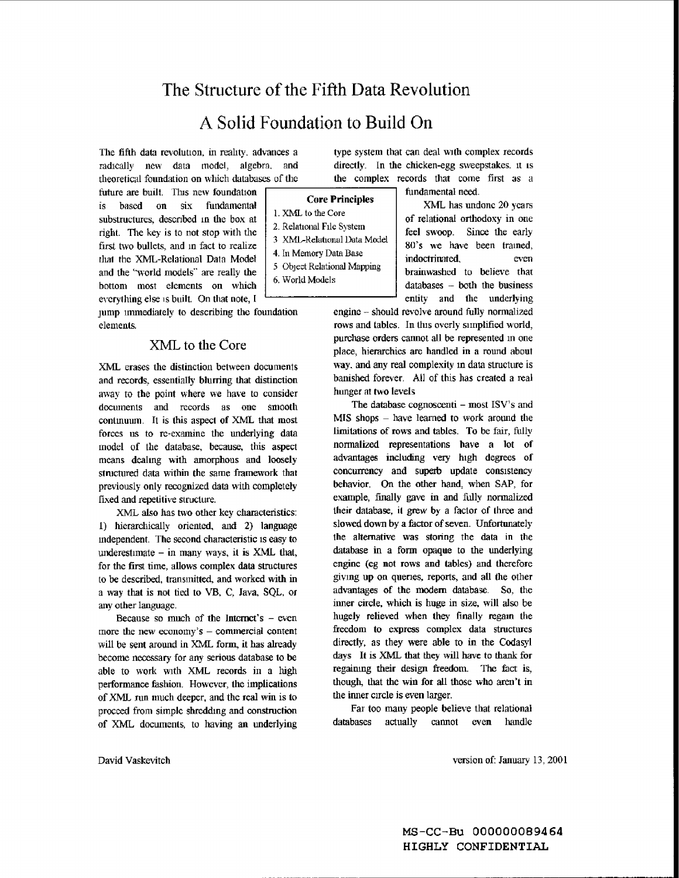# The Structure of the Fifth Data Revolution

# A Solid Foundation to Build On

The fifth data revolution, in reality, advances a radically new data model, algebra, and theoretical foundation on which databases of the future are built. This new foundation is based on six fundamental substructures, described in the box at right. The key is to not stop with the first two bullets, and in fact to realize that the XML-Relational Data Model and the "world models" are really the bottom most elements on which everything else is built. On that note, I jump immediately to describing the foundation elements.

**Core Principles**

1. XML to the Core
2. Relational File System
3. XML-Relational Data Model
4. In Memory Data Base
5. Object Relational Mapping
6. World Models

## XML to the Core

XML erases the distinction between documents and records, essentially blurring that distinction away to the point where we have to consider documents and records as one smooth continuum. It is this aspect of XML that most forces us to re-examine the underlying data model of the database, because, this aspect means dealing with amorphous and loosely structured data within the same framework that previously only recognized data with completely fixed and repetitive structure.

XML also has two other key characteristics: 1) hierarchically oriented, and 2) language independent. The second characteristic is easy to underestimate – in many ways, it is XML that, for the first time, allows complex data structures to be described, transmitted, and worked with in a way that is not tied to VB, C, Java, SQL, or any other language.

Because so much of the Internet's – even more the new economy's – commercial content will be sent around in XML form, it has already become necessary for any serious database to be able to work with XML records in a high performance fashion. However, the implications of XML run much deeper, and the real win is to proceed from simple shredding and construction of XML documents, to having an underlying type system that can deal with complex records directly. In the chicken-egg sweepstakes, it is the complex records that come first as a fundamental need.

XML has undone 20 years of relational orthodoxy in one feel swoop. Since the early 80's we have been trained, indoctrinated, even brainwashed to believe that databases – both the business entity and the underlying engine – should revolve around fully normalized rows and tables. In this overly simplified world, purchase orders cannot all be represented in one place, hierarchies are handled in a round about way, and any real complexity in data structure is banished forever. All of this has created a real hunger at two levels.

The database cognoscenti – most ISV's and MIS shops – have learned to work around the limitations of rows and tables. To be fair, fully normalized representations have a lot of advantages including very high degrees of concurrency and superb update consistency behavior. On the other hand, when SAP, for example, finally gave in and fully normalized their database, it grew by a factor of three and slowed down by a factor of seven. Unfortunately the alternative was storing the data in the database in a form opaque to the underlying engine (eg not rows and tables) and therefore giving up on queries, reports, and all the other advantages of the modern database. So, the inner circle, which is huge in size, will also be hugely relieved when they finally regain the freedom to express complex data structures directly, as they were able to in the Codasyl days. It is XML that they will have to thank for regaining their design freedom. The fact is, though, that the win for all those who aren't in the inner circle is even larger.

Far too many people believe that relational databases actually cannot even handle

David Vaskevitch

version of: January 13, 2001

MS-CC-Bu 000000089464
HIGHLY CONFIDENTIAL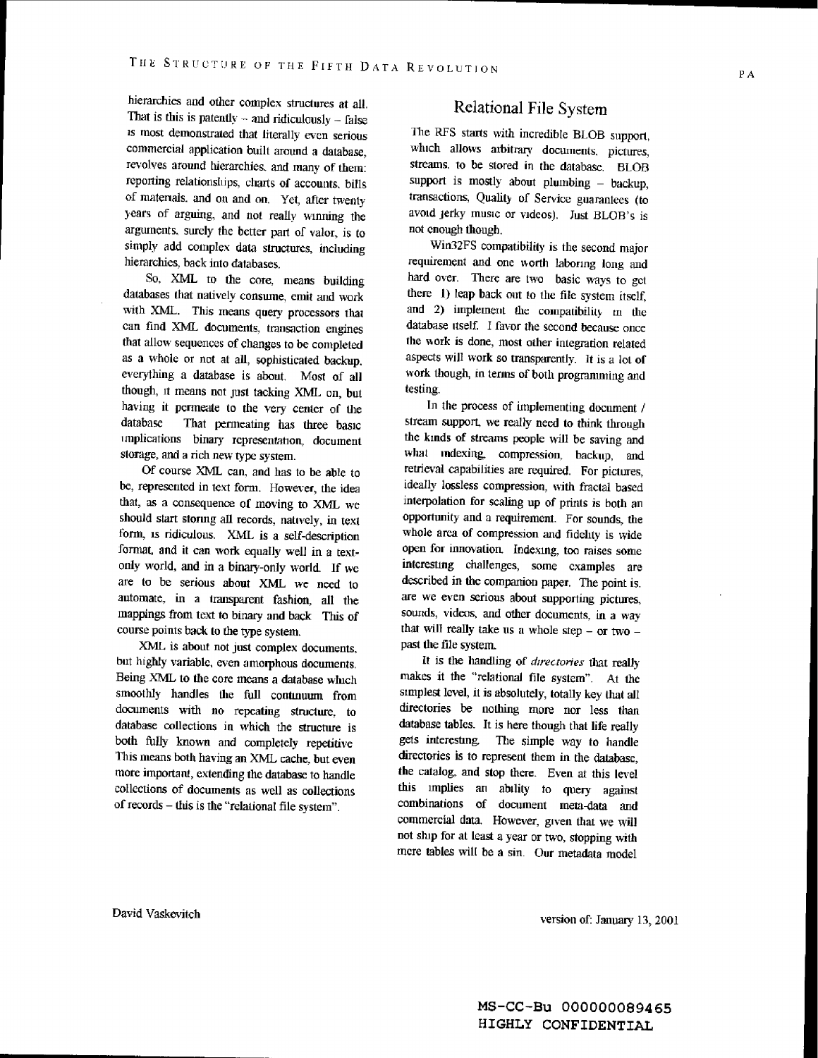hierarchies and other complex structures at all. That is this is patently – and ridiculously – false is most demonstrated that literally even serious commercial application built around a database, revolves around hierarchies, and many of them: reporting relationships, charts of accounts, bills of materials, and on and on. Yet, after twenty years of arguing, and not really winning the arguments, surely the better part of valor, is to simply add complex data structures, including hierarchies, back into databases.

So, XML to the core, means building databases that natively consume, emit and work with XML. This means query processors that can find XML documents, transaction engines that allow sequences of changes to be completed as a whole or not at all, sophisticated backup, everything a database is about. Most of all though, it means not just tacking XML on, but having it permeate to the very center of the database That permeating has three basic implications binary representation, document storage, and a rich new type system.

Of course XML can, and has to be able to be, represented in text form. However, the idea that, as a consequence of moving to XML we should start storing all records, natively, in text form, is ridiculous. XML is a self-description format, and it can work equally well in a text-only world, and in a binary-only world. If we are to be serious about XML we need to automate, in a transparent fashion, all the mappings from text to binary and back This of course points back to the type system.

XML is about not just complex documents, but highly variable, even amorphous documents. Being XML to the core means a database which smoothly handles the full continuum from documents with no repeating structure, to database collections in which the structure is both fully known and completely repetitive This means both having an XML cache, but even more important, extending the database to handle collections of documents as well as collections of records – this is the "relational file system".

## Relational File System

The RFS starts with incredible BLOB support, which allows arbitrary documents, pictures, streams, to be stored in the database. BLOB support is mostly about plumbing – backup, transactions, Quality of Service guarantees (to avoid jerky music or videos). Just BLOB's is not enough though.

Win32FS compatibility is the second major requirement and one worth laboring long and hard over. There are two basic ways to get there 1) leap back out to the file system itself, and 2) implement the compatibility in the database itself. I favor the second because once the work is done, most other integration related aspects will work so transparently. It is a lot of work though, in terms of both programming and testing.

In the process of implementing document / stream support, we really need to think through the kinds of streams people will be saving and what indexing, compression, backup, and retrieval capabilities are required. For pictures, ideally lossless compression, with fractal based interpolation for scaling up of prints is both an opportunity and a requirement. For sounds, the whole area of compression and fidelity is wide open for innovation. Indexing, too raises some interesting challenges, some examples are described in the companion paper. The point is, are we even serious about supporting pictures, sounds, videos, and other documents, in a way that will really take us a whole step – or two – past the file system.

It is the handling of *directories* that really makes it the "relational file system". At the simplest level, it is absolutely, totally key that all directories be nothing more nor less than database tables. It is here though that life really gets interesting. The simple way to handle directories is to represent them in the database, the catalog, and stop there. Even at this level this implies an ability to query against combinations of document meta-data and commercial data. However, given that we will not ship for at least a year or two, stopping with mere tables will be a sin. Our metadata model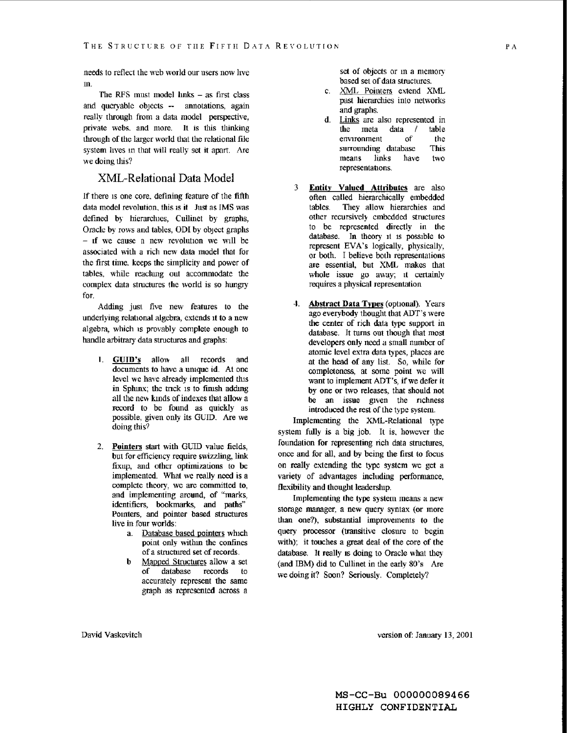needs to reflect the web world our users now live in.

The RFS must model links – as first class and queryable objects -- annotations, again really through from a data model perspective, private webs, and more. It is this thinking through of the larger world that the relational file system lives in that will really set it apart. Are we doing this?

## XML-Relational Data Model

If there is one core, defining feature of the fifth data model revolution, this is it. Just as IMS was defined by hierarchies, Cullinet by graphs, Oracle by rows and tables, ODI by object graphs – if we cause a new revolution we will be associated with a rich new data model that for the first time, keeps the simplicity and power of tables, while reaching out accommodate the complex data structures the world is so hungry for.

Adding just five new features to the underlying relational algebra, extends it to a new algebra, which is provably complete enough to handle arbitrary data structures and graphs:

1. **GUID's** allow all records and documents to have a unique id. At one level we have already implemented this in Sphinx; the trick is to finish adding all the new kinds of indexes that allow a record to be found as quickly as possible, given only its GUID. Are we doing this?

2. **Pointers** start with GUID value fields, but for efficiency require swizzling, link fixup, and other optimizations to be implemented. What we really need is a complete theory, we are committed to, and implementing around, of "marks, identifiers, bookmarks, and paths". Pointers, and pointer based structures live in four worlds:
   a. Database based pointers which point only within the confines of a structured set of records.
   b. Mapped Structures allow a set of database records to accurately represent the same graph as represented across a set of objects or in a memory based set of data structures.
   c. XML Pointers extend XML past hierarchies into networks and graphs.
   d. Links are also represented in the meta data / table environment of the surrounding database. This means links have two representations.

3. **Entity Valued Attributes** are also often called hierarchically embedded tables. They allow hierarchies and other recursively embedded structures to be represented directly in the database. In theory it is possible to represent EVA's logically, physically, or both. I believe both representations are essential, but XML makes that whole issue go away; it certainly requires a physical representation.

4. **Abstract Data Types** (optional). Years ago everybody thought that ADT's were the center of rich data type support in database. It turns out though that most developers only need a small number of atomic level extra data types, places are at the head of any list. So, while for completeness, at some point we will want to implement ADT's, if we defer it by one or two releases, that should not be an issue given the richness introduced the rest of the type system.

Implementing the XML-Relational type system fully is a big job. It is, however the foundation for representing rich data structures, once and for all, and by being the first to focus on really extending the type system we get a variety of advantages including performance, flexibility and thought leadership.

Implementing the type system means a new storage manager, a new query syntax (or more than one?), substantial improvements to the query processor (transitive closure to begin with); it touches a great deal of the core of the database. It really is doing to Oracle what they (and IBM) did to Cullinet in the early 80's. Are we doing it? Soon? Seriously. Completely?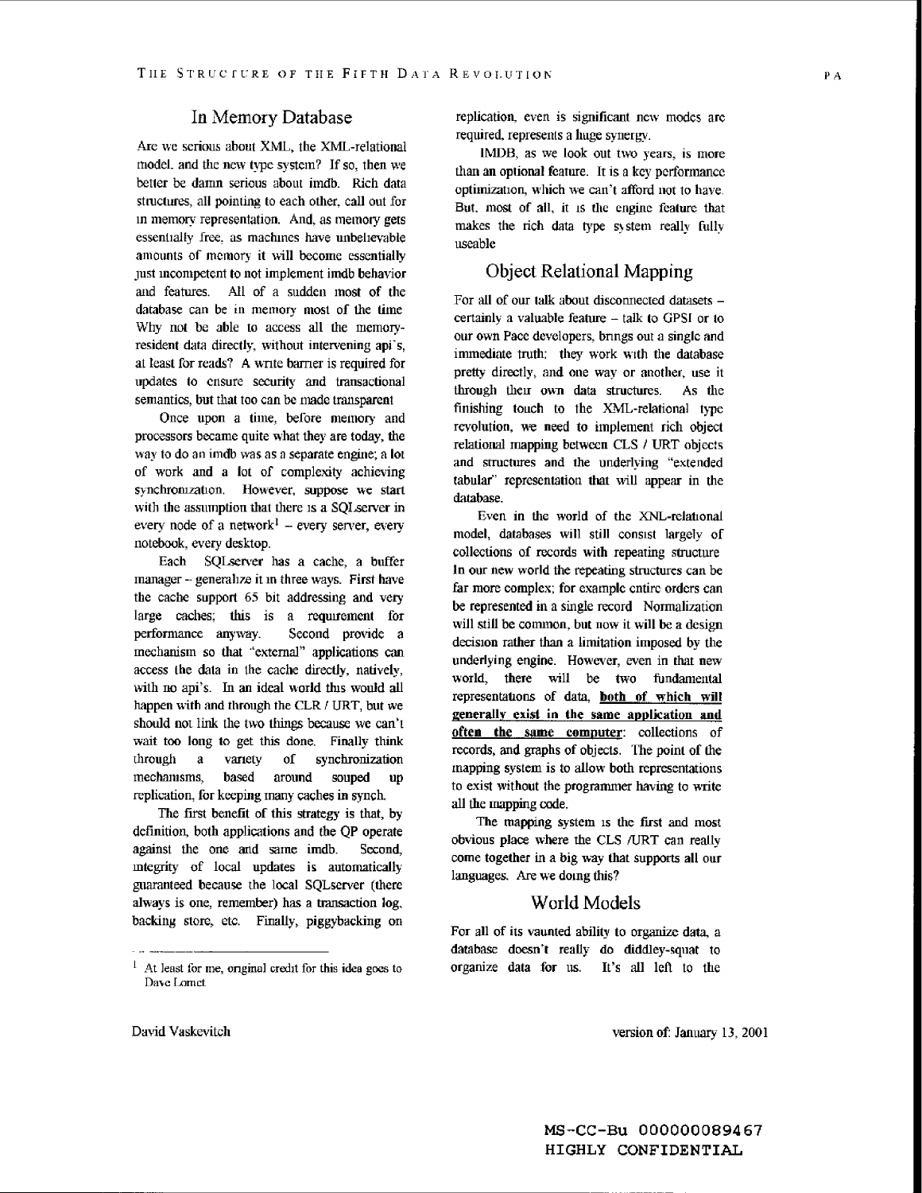## In Memory Database

Are we serious about XML, the XML-relational model, and the new type system? If so, then we better be damn serious about imdb. Rich data structures, all pointing to each other, call out for in memory representation. And, as memory gets essentially free, as machines have unbelievable amounts of memory it will become essentially just incompetent to not implement imdb behavior and features. All of a sudden most of the database can be in memory most of the time. Why not be able to access all the memory-resident data directly, without intervening api's, at least for reads? A write barrier is required for updates to ensure security and transactional semantics, but that too can be made transparent.

Once upon a time, before memory and processors became quite what they are today, the way to do an imdb was as a separate engine; a lot of work and a lot of complexity achieving synchronization. However, suppose we start with the assumption that there is a SQLserver in every node of a network[1] – every server, every notebook, every desktop.

Each SQLserver has a cache, a buffer manager – generalize it in three ways. First have the cache support 65 bit addressing and very large caches; this is a requirement for performance anyway. Second provide a mechanism so that "external" applications can access the data in the cache directly, natively, with no api's. In an ideal world this would all happen with and through the CLR / URT, but we should not link the two things because we can't wait too long to get this done. Finally think through a variety of synchronization mechanisms, based around souped up replication, for keeping many caches in synch.

The first benefit of this strategy is that, by definition, both applications and the QP operate against the one and same imdb. Second, integrity of local updates is automatically guaranteed because the local SQLserver (there always is one, remember) has a transaction log, backing store, etc. Finally, piggybacking on replication, even is significant new modes are required, represents a huge synergy.

IMDB, as we look out two years, is more than an optional feature. It is a key performance optimization, which we can't afford not to have. But, most of all, it is the engine feature that makes the rich data type system really fully useable.

[1] At least for me, original credit for this idea goes to Dave Lomet.

## Object Relational Mapping

For all of our talk about disconnected datasets – certainly a valuable feature – talk to GPSI or to our own Pace developers, brings out a single and immediate truth: they work with the database pretty directly, and one way or another, use it through their own data structures. As the finishing touch to the XML-relational type revolution, we need to implement rich object relational mapping between CLS / URT objects and structures and the underlying "extended tabular" representation that will appear in the database.

Even in the world of the XNL-relational model, databases will still consist largely of collections of records with repeating structure. In our new world the repeating structures can be far more complex; for example entire orders can be represented in a single record. Normalization will still be common, but now it will be a design decision rather than a limitation imposed by the underlying engine. However, even in that new world, there will be two fundamental representations of data, **both of which will generally exist in the same application and often the same computer**: collections of records, and graphs of objects. The point of the mapping system is to allow both representations to exist without the programmer having to write all the mapping code.

The mapping system is the first and most obvious place where the CLS /URT can really come together in a big way that supports all our languages. Are we doing this?

## World Models

For all of its vaunted ability to organize data, a database doesn't really do diddley-squat to organize data for us. It's all left to the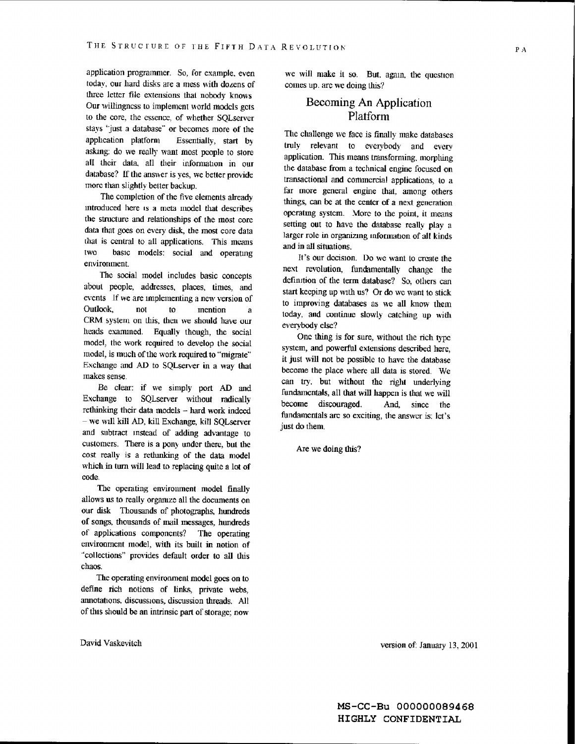application programmer. So, for example, even today, our hard disks are a mess with dozens of three letter file extensions that nobody knows Our willingness to implement world models gets to the core, the essence, of whether SQLserver stays "just a database" or becomes more of the application platform Essentially, start by asking: do we really want most people to store all their data, all their information in our database? If the answer is yes, we better provide more than slightly better backup.

The completion of the five elements already introduced here is a meta model that describes the structure and relationships of the most core data that goes on every disk, the most core data that is central to all applications. This means two basic models: social and operating environment.

The social model includes basic concepts about people, addresses, places, times, and events If we are implementing a new version of Outlook, not to mention a CRM system on this, then we should have our heads examined. Equally though, the social model, the work required to develop the social model, is much of the work required to "migrate" Exchange and AD to SQLserver in a way that makes sense.

Be clear: if we simply port AD and Exchange to SQLserver without radically rethinking their data models – hard work indeed – we will kill AD, kill Exchange, kill SQLserver and subtract instead of adding advantage to customers. There is a pony under there, but the cost really is a rethinking of the data model which in turn will lead to replacing quite a lot of code.

The operating environment model finally allows us to really organize all the documents on our disk Thousands of photographs, hundreds of songs, thousands of mail messages, hundreds of applications components? The operating environment model, with its built in notion of "collections" provides default order to all this chaos.

The operating environment model goes on to define rich notions of links, private webs, annotations, discussions, discussion threads. All of this should be an intrinsic part of storage; now we will make it so. But, again, the question comes up. are we doing this?

## Becoming An Application Platform

The challenge we face is finally make databases truly relevant to everybody and every application. This means transforming, morphing the database from a technical engine focused on transactional and commercial applications, to a far more general engine that, among others things, can be at the center of a next generation operating system. More to the point, it means setting out to have the database really play a larger role in organizing information of all kinds and in all situations.

It's our decision. Do we want to create the next revolution, fundamentally change the definition of the term database? So, others can start keeping up with us? Or do we want to stick to improving databases as we all know them today, and continue slowly catching up with everybody else?

One thing is for sure, without the rich type system, and powerful extensions described here, it just will not be possible to have the database become the place where all data is stored. We can try. but without the right underlying fundamentals, all that will happen is that we will become discouraged. And, since the fundamentals are so exciting, the answer is: let's just do them.

Are we doing this?

MS-CC-Bu 000000089468
HIGHLY CONFIDENTIAL